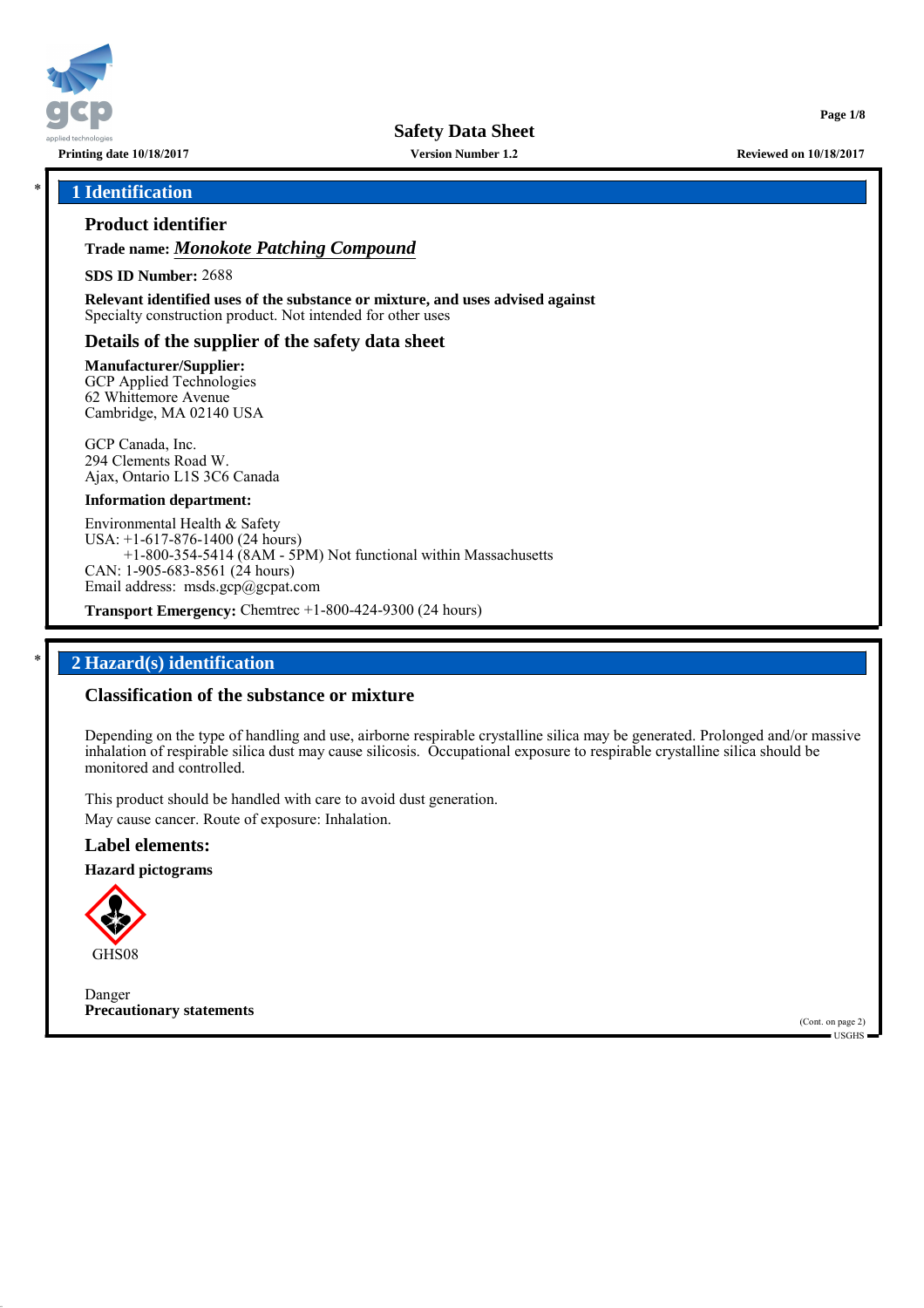# Safety Data Sheet

Printing date 10/18/2017 | Version Number 1.2 | Reviewed on 10/18/2017

## * 1 Identification

### Product identifier

**Trade name:** ***Monokote Patching Compound***

**SDS ID Number:** 2688

**Relevant identified uses of the substance or mixture, and uses advised against**
Specialty construction product. Not intended for other uses

### Details of the supplier of the safety data sheet

**Manufacturer/Supplier:**
GCP Applied Technologies
62 Whittemore Avenue
Cambridge, MA 02140 USA

GCP Canada, Inc.
294 Clements Road W.
Ajax, Ontario L1S 3C6 Canada

**Information department:**

Environmental Health & Safety
USA: +1-617-876-1400 (24 hours)
+1-800-354-5414 (8AM - 5PM) Not functional within Massachusetts
CAN: 1-905-683-8561 (24 hours)
Email address: msds.gcp@gcpat.com

**Transport Emergency:** Chemtrec +1-800-424-9300 (24 hours)

## * 2 Hazard(s) identification

### Classification of the substance or mixture

Depending on the type of handling and use, airborne respirable crystalline silica may be generated. Prolonged and/or massive inhalation of respirable silica dust may cause silicosis. Occupational exposure to respirable crystalline silica should be monitored and controlled.

This product should be handled with care to avoid dust generation.
May cause cancer. Route of exposure: Inhalation.

### Label elements:

**Hazard pictograms**

GHS08

Danger
**Precautionary statements**

(Cont. on page 2)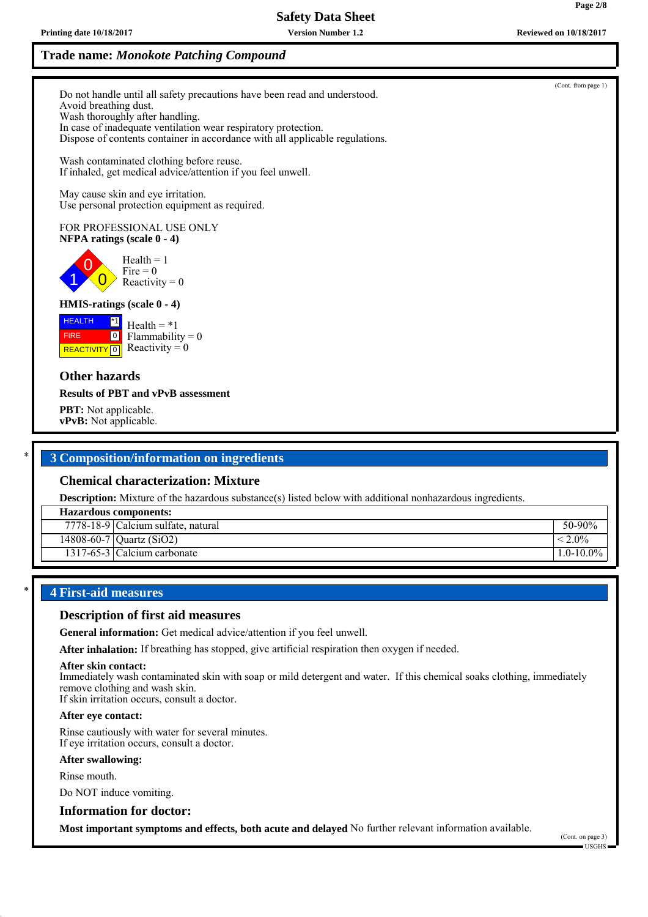Trade name: *Monokote Patching Compound*

(Cont. from page 1)

Do not handle until all safety precautions have been read and understood.
Avoid breathing dust.
Wash thoroughly after handling.
In case of inadequate ventilation wear respiratory protection.
Dispose of contents container in accordance with all applicable regulations.

Wash contaminated clothing before reuse.
If inhaled, get medical advice/attention if you feel unwell.

May cause skin and eye irritation.
Use personal protection equipment as required.

FOR PROFESSIONAL USE ONLY

**NFPA ratings (scale 0 - 4)**

Health = 1
Fire = 0
Reactivity = 0

**HMIS-ratings (scale 0 - 4)**

| | |
|---|---|
| HEALTH | *1 |
| FIRE | 0 |
| REACTIVITY | 0 |

Health = *1
Flammability = 0
Reactivity = 0

### Other hazards

**Results of PBT and vPvB assessment**

**PBT:** Not applicable.
**vPvB:** Not applicable.

## 3 Composition/information on ingredients

### Chemical characterization: Mixture

**Description:** Mixture of the hazardous substance(s) listed below with additional nonhazardous ingredients.

| Hazardous components: | | |
|---|---|---|
| 7778-18-9 | Calcium sulfate, natural | 50-90% |
| 14808-60-7 | Quartz ($SiO_2$) | < 2.0% |
| 1317-65-3 | Calcium carbonate | 1.0-10.0% |

## 4 First-aid measures

### Description of first aid measures

**General information:** Get medical advice/attention if you feel unwell.

**After inhalation:** If breathing has stopped, give artificial respiration then oxygen if needed.

**After skin contact:**
Immediately wash contaminated skin with soap or mild detergent and water. If this chemical soaks clothing, immediately remove clothing and wash skin.
If skin irritation occurs, consult a doctor.

**After eye contact:**

Rinse cautiously with water for several minutes.
If eye irritation occurs, consult a doctor.

**After swallowing:**

Rinse mouth.

Do NOT induce vomiting.

### Information for doctor:

**Most important symptoms and effects, both acute and delayed** No further relevant information available.

(Cont. on page 3)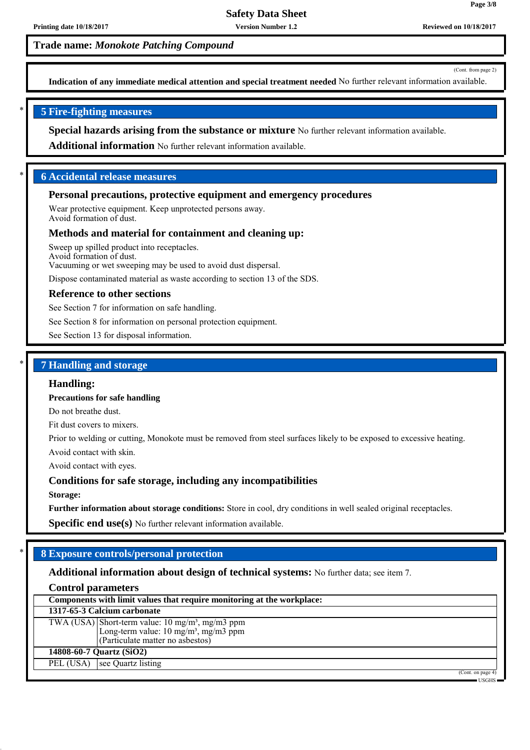**Trade name: *Monokote Patching Compound***

(Cont. from page 2)

**Indication of any immediate medical attention and special treatment needed** No further relevant information available.

## 5 Fire-fighting measures

**Special hazards arising from the substance or mixture** No further relevant information available.

**Additional information** No further relevant information available.

## 6 Accidental release measures

### Personal precautions, protective equipment and emergency procedures

Wear protective equipment. Keep unprotected persons away.
Avoid formation of dust.

### Methods and material for containment and cleaning up:

Sweep up spilled product into receptacles.
Avoid formation of dust.
Vacuuming or wet sweeping may be used to avoid dust dispersal.

Dispose contaminated material as waste according to section 13 of the SDS.

### Reference to other sections

See Section 7 for information on safe handling.

See Section 8 for information on personal protection equipment.

See Section 13 for disposal information.

## 7 Handling and storage

### Handling:

**Precautions for safe handling**

Do not breathe dust.

Fit dust covers to mixers.

Prior to welding or cutting, Monokote must be removed from steel surfaces likely to be exposed to excessive heating.

Avoid contact with skin.

Avoid contact with eyes.

### Conditions for safe storage, including any incompatibilities

**Storage:**

**Further information about storage conditions:** Store in cool, dry conditions in well sealed original receptacles.

**Specific end use(s)** No further relevant information available.

## 8 Exposure controls/personal protection

**Additional information about design of technical systems:** No further data; see item 7.

### Control parameters

| Components with limit values that require monitoring at the workplace: | |
|---|---|
| **1317-65-3 Calcium carbonate** | |
| TWA (USA) | Short-term value: 10 mg/m³, mg/m3 ppm<br>Long-term value: 10 mg/m³, mg/m3 ppm<br>(Particulate matter no asbestos) |
| **14808-60-7 Quartz ($SiO_2$)** | |
| PEL (USA) | see Quartz listing |

(Cont. on page 4)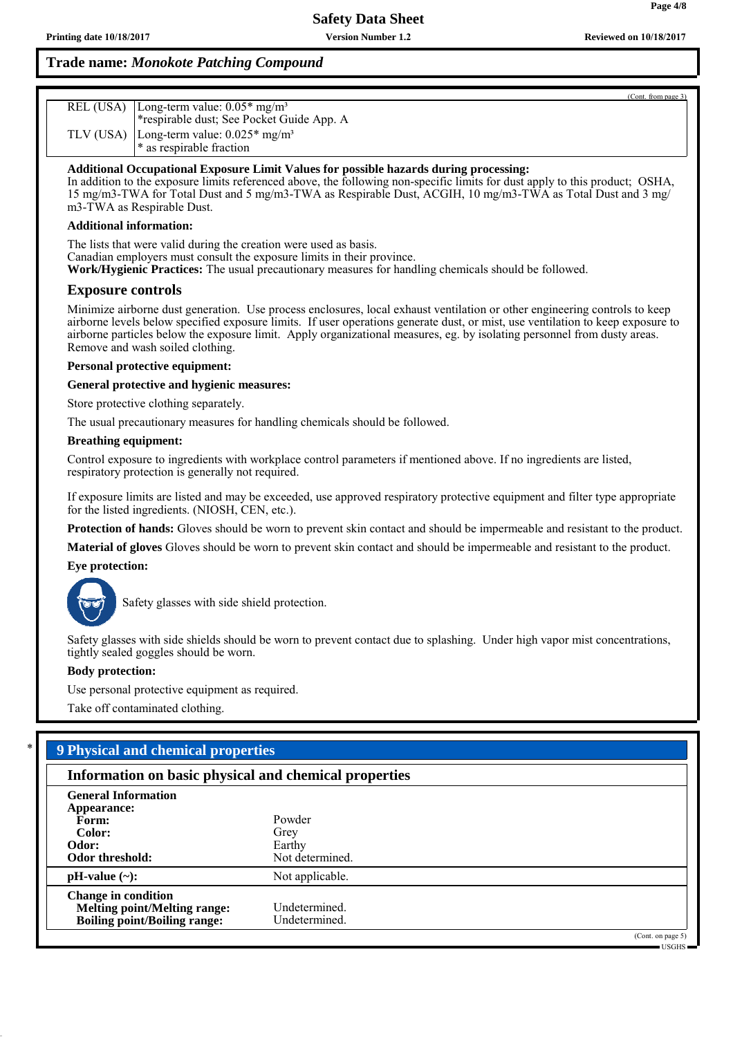**Trade name: *Monokote Patching Compound***

(Cont. from page 3)

| | |
|---|---|
| REL (USA) | Long-term value: 0.05* mg/m³<br>*respirable dust; See Pocket Guide App. A |
| TLV (USA) | Long-term value: 0.025* mg/m³<br>* as respirable fraction |

**Additional Occupational Exposure Limit Values for possible hazards during processing:**
In addition to the exposure limits referenced above, the following non-specific limits for dust apply to this product; OSHA, 15 mg/m3-TWA for Total Dust and 5 mg/m3-TWA as Respirable Dust, ACGIH, 10 mg/m3-TWA as Total Dust and 3 mg/m3-TWA as Respirable Dust.

**Additional information:**

The lists that were valid during the creation were used as basis.
Canadian employers must consult the exposure limits in their province.
**Work/Hygienic Practices:** The usual precautionary measures for handling chemicals should be followed.

## Exposure controls

Minimize airborne dust generation. Use process enclosures, local exhaust ventilation or other engineering controls to keep airborne levels below specified exposure limits. If user operations generate dust, or mist, use ventilation to keep exposure to airborne particles below the exposure limit. Apply organizational measures, eg. by isolating personnel from dusty areas. Remove and wash soiled clothing.

**Personal protective equipment:**

**General protective and hygienic measures:**

Store protective clothing separately.

The usual precautionary measures for handling chemicals should be followed.

**Breathing equipment:**

Control exposure to ingredients with workplace control parameters if mentioned above. If no ingredients are listed, respiratory protection is generally not required.

If exposure limits are listed and may be exceeded, use approved respiratory protective equipment and filter type appropriate for the listed ingredients. (NIOSH, CEN, etc.).

**Protection of hands:** Gloves should be worn to prevent skin contact and should be impermeable and resistant to the product.

**Material of gloves** Gloves should be worn to prevent skin contact and should be impermeable and resistant to the product.

**Eye protection:**

Safety glasses with side shield protection.

Safety glasses with side shields should be worn to prevent contact due to splashing. Under high vapor mist concentrations, tightly sealed goggles should be worn.

**Body protection:**

Use personal protective equipment as required.

Take off contaminated clothing.

## 9 Physical and chemical properties

### Information on basic physical and chemical properties

| | |
|---|---|
| **General Information** | |
| **Appearance:** | |
| **Form:** | Powder |
| **Color:** | Grey |
| **Odor:** | Earthy |
| **Odor threshold:** | Not determined. |
| **pH-value (~):** | Not applicable. |
| **Change in condition** | |
| **Melting point/Melting range:** | Undetermined. |
| **Boiling point/Boiling range:** | Undetermined. |

(Cont. on page 5)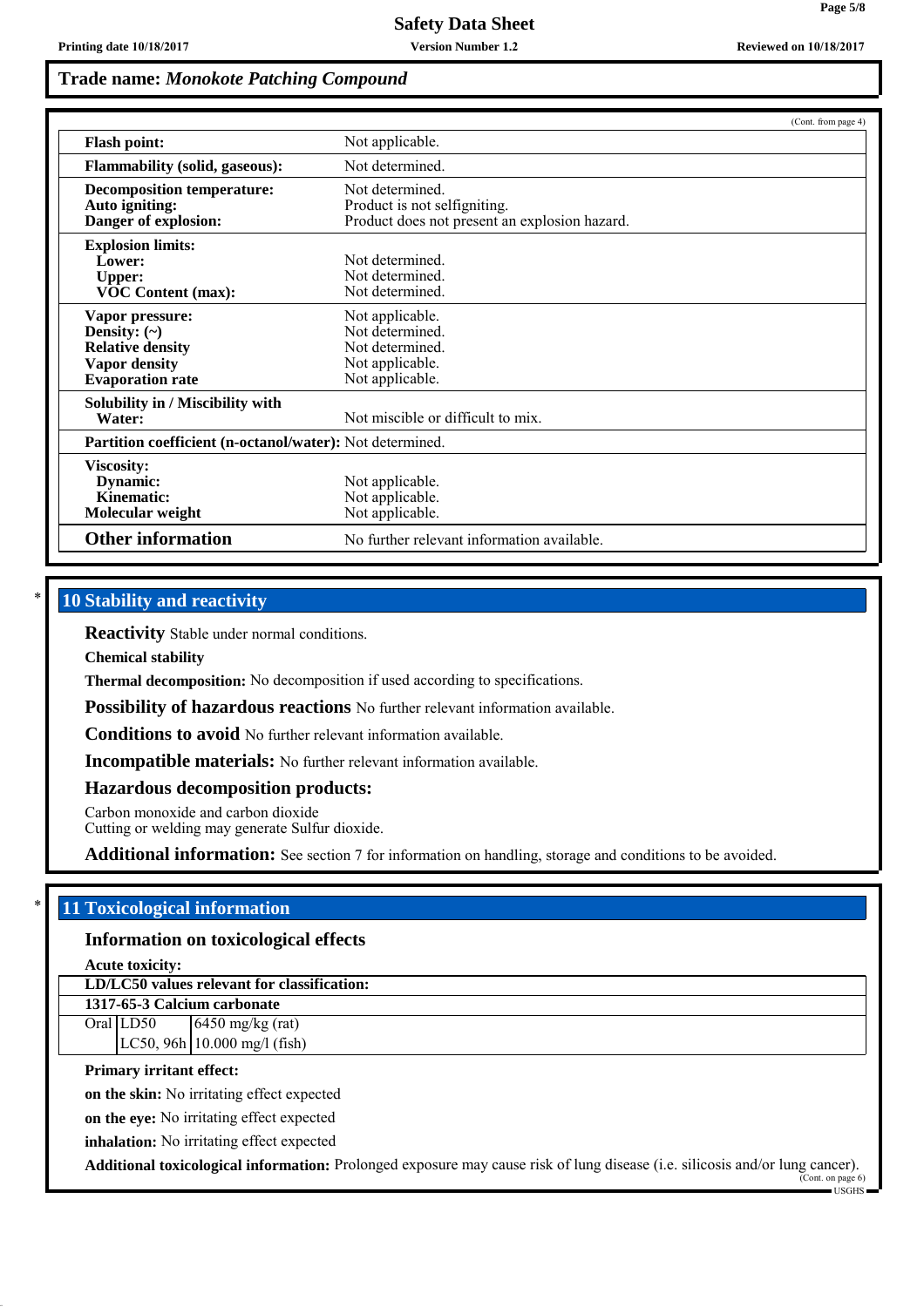## Trade name: *Monokote Patching Compound*

(Cont. from page 4)

| | |
|---|---|
| **Flash point:** | Not applicable. |
| **Flammability (solid, gaseous):** | Not determined. |
| **Decomposition temperature:** | Not determined. |
| **Auto igniting:** | Product is not selfigniting. |
| **Danger of explosion:** | Product does not present an explosion hazard. |
| **Explosion limits:** | |
| **Lower:** | Not determined. |
| **Upper:** | Not determined. |
| **VOC Content (max):** | Not determined. |
| **Vapor pressure:** | Not applicable. |
| **Density: (~)** | Not determined. |
| **Relative density** | Not determined. |
| **Vapor density** | Not applicable. |
| **Evaporation rate** | Not applicable. |
| **Solubility in / Miscibility with Water:** | Not miscible or difficult to mix. |
| **Partition coefficient (n-octanol/water):** | Not determined. |
| **Viscosity:** | |
| **Dynamic:** | Not applicable. |
| **Kinematic:** | Not applicable. |
| **Molecular weight** | Not applicable. |
| **Other information** | No further relevant information available. |

## 10 Stability and reactivity

**Reactivity** Stable under normal conditions.

**Chemical stability**

**Thermal decomposition:** No decomposition if used according to specifications.

**Possibility of hazardous reactions** No further relevant information available.

**Conditions to avoid** No further relevant information available.

**Incompatible materials:** No further relevant information available.

**Hazardous decomposition products:**

Carbon monoxide and carbon dioxide
Cutting or welding may generate Sulfur dioxide.

**Additional information:** See section 7 for information on handling, storage and conditions to be avoided.

## 11 Toxicological information

### Information on toxicological effects

**Acute toxicity:**

| **LD/LC50 values relevant for classification:** | | |
|---|---|---|
| **1317-65-3 Calcium carbonate** | | |
| Oral | LD50 | 6450 mg/kg (rat) |
| | LC50, 96h | 10.000 mg/l (fish) |

**Primary irritant effect:**

**on the skin:** No irritating effect expected

**on the eye:** No irritating effect expected

**inhalation:** No irritating effect expected

**Additional toxicological information:** Prolonged exposure may cause risk of lung disease (i.e. silicosis and/or lung cancer).

(Cont. on page 6)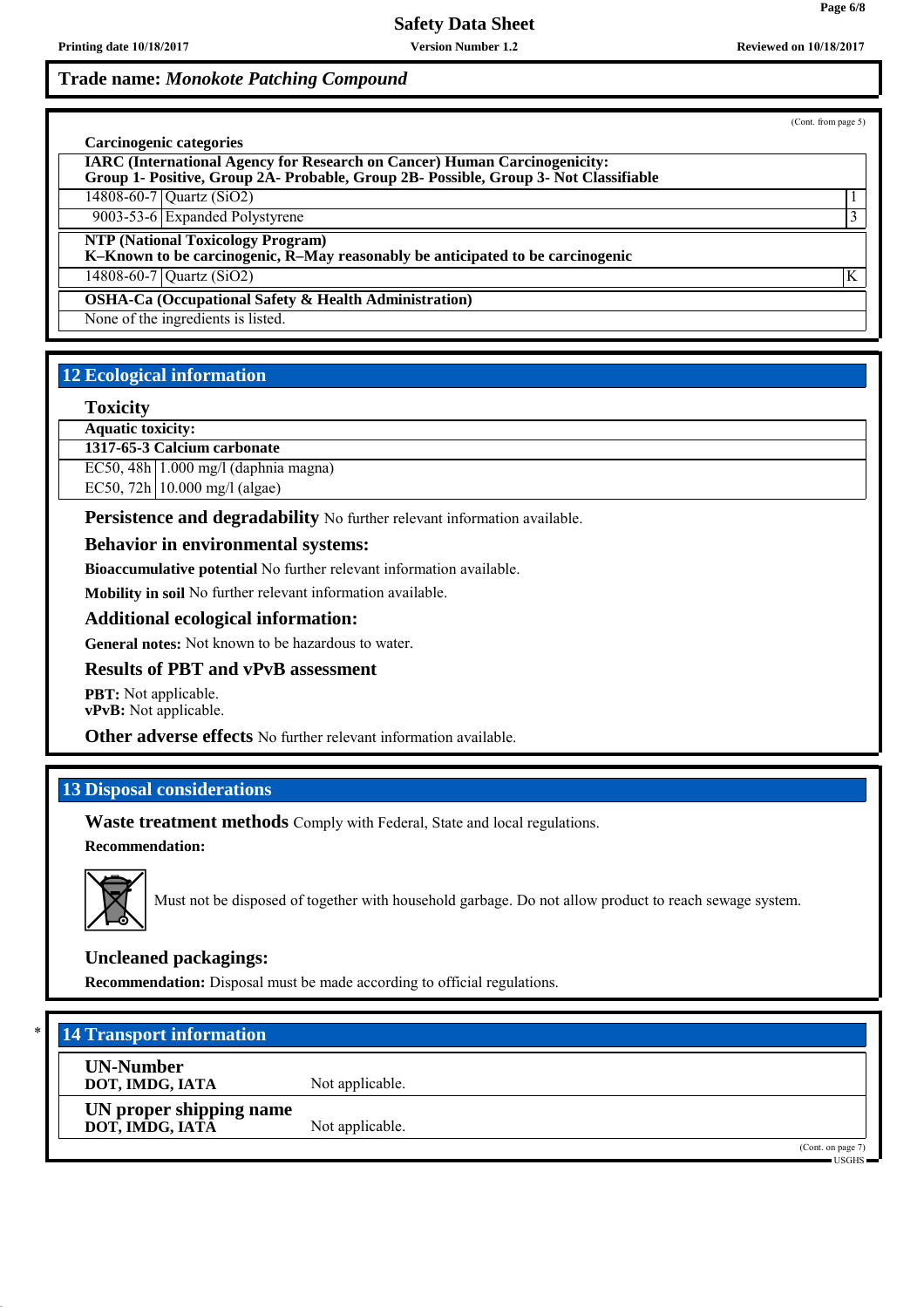**Trade name: *Monokote Patching Compound***

(Cont. from page 5)

**Carcinogenic categories**

| **IARC (International Agency for Research on Cancer) Human Carcinogenicity: Group 1- Positive, Group 2A- Probable, Group 2B- Possible, Group 3- Not Classifiable** | | |
|---|---|---|
| 14808-60-7 | Quartz ($SiO_2$) | 1 |
| 9003-53-6 | Expanded Polystyrene | 3 |

| **NTP (National Toxicology Program) K–Known to be carcinogenic, R–May reasonably be anticipated to be carcinogenic** | | |
|---|---|---|
| 14808-60-7 | Quartz ($SiO_2$) | K |

| **OSHA-Ca (Occupational Safety & Health Administration)** |
|---|
| None of the ingredients is listed. |

## 12 Ecological information

**Toxicity**

| **Aquatic toxicity:** | |
|---|---|
| **1317-65-3 Calcium carbonate** | |
| EC50, 48h | 1.000 mg/l (daphnia magna) |
| EC50, 72h | 10.000 mg/l (algae) |

**Persistence and degradability** No further relevant information available.

**Behavior in environmental systems:**

**Bioaccumulative potential** No further relevant information available.

**Mobility in soil** No further relevant information available.

**Additional ecological information:**

**General notes:** Not known to be hazardous to water.

**Results of PBT and vPvB assessment**

**PBT:** Not applicable.
**vPvB:** Not applicable.

**Other adverse effects** No further relevant information available.

## 13 Disposal considerations

**Waste treatment methods** Comply with Federal, State and local regulations.

**Recommendation:**

Must not be disposed of together with household garbage. Do not allow product to reach sewage system.

**Uncleaned packagings:**

**Recommendation:** Disposal must be made according to official regulations.

## 14 Transport information

| | |
|---|---|
| **UN-Number** **DOT, IMDG, IATA** | Not applicable. |
| **UN proper shipping name** **DOT, IMDG, IATA** | Not applicable. |

(Cont. on page 7)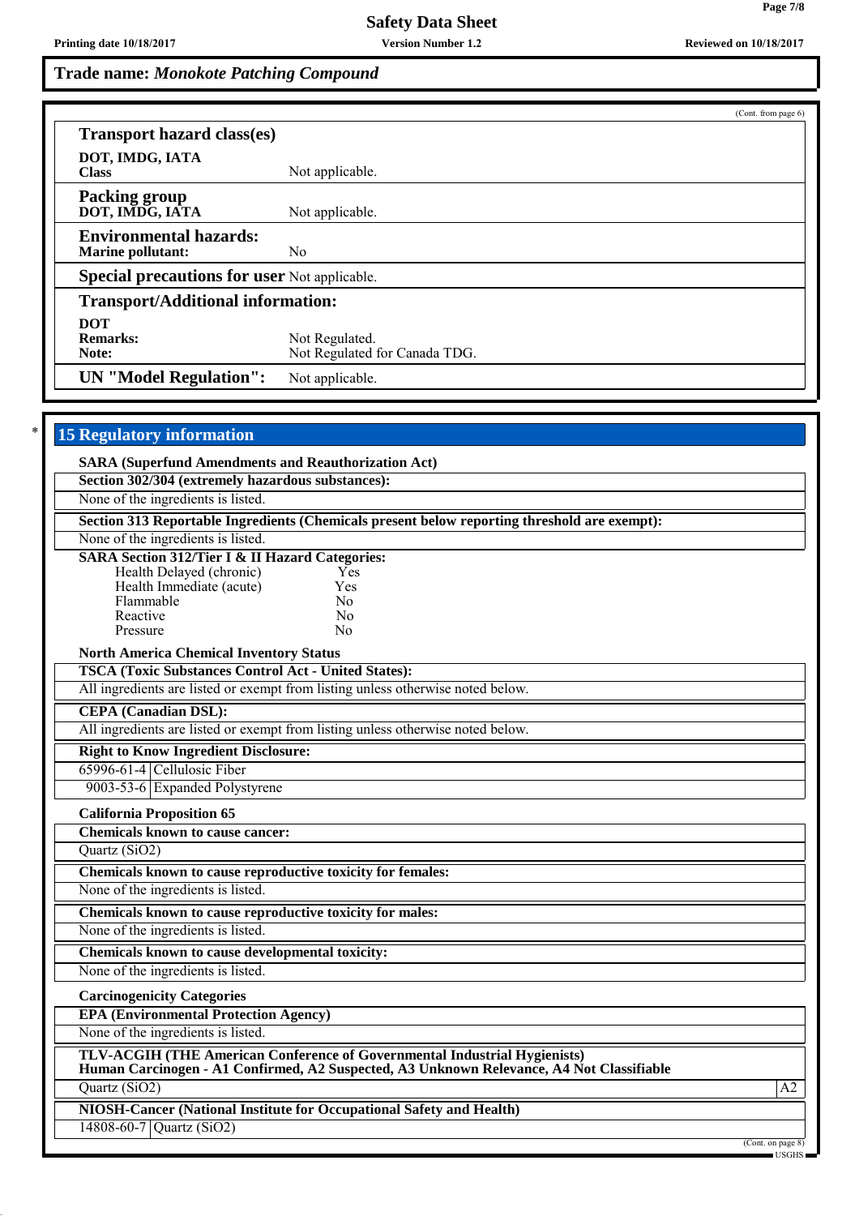**Trade name:** ***Monokote Patching Compound***

(Cont. from page 6)

### Transport hazard class(es)

| | |
|---|---|
| **DOT, IMDG, IATA Class** | Not applicable. |
| **Packing group DOT, IMDG, IATA** | Not applicable. |
| **Environmental hazards: Marine pollutant:** | No |
| **Special precautions for user** | Not applicable. |

### Transport/Additional information:

| | |
|---|---|
| **DOT** | |
| **Remarks:** | Not Regulated. |
| **Note:** | Not Regulated for Canada TDG. |
| **UN "Model Regulation":** | Not applicable. |

## * 15 Regulatory information

**SARA (Superfund Amendments and Reauthorization Act)**

**Section 302/304 (extremely hazardous substances):**

None of the ingredients is listed.

**Section 313 Reportable Ingredients (Chemicals present below reporting threshold are exempt):**

None of the ingredients is listed.

**SARA Section 312/Tier I & II Hazard Categories:**

| | |
|---|---|
| Health Delayed (chronic) | Yes |
| Health Immediate (acute) | Yes |
| Flammable | No |
| Reactive | No |
| Pressure | No |

**North America Chemical Inventory Status**

**TSCA (Toxic Substances Control Act - United States):**

All ingredients are listed or exempt from listing unless otherwise noted below.

**CEPA (Canadian DSL):**

All ingredients are listed or exempt from listing unless otherwise noted below.

**Right to Know Ingredient Disclosure:**

| | |
|---|---|
| 65996-61-4 | Cellulosic Fiber |
| 9003-53-6 | Expanded Polystyrene |

**California Proposition 65**

**Chemicals known to cause cancer:**

Quartz ($SiO_2$)

**Chemicals known to cause reproductive toxicity for females:**

None of the ingredients is listed.

**Chemicals known to cause reproductive toxicity for males:**

None of the ingredients is listed.

**Chemicals known to cause developmental toxicity:**

None of the ingredients is listed.

**Carcinogenicity Categories**

**EPA (Environmental Protection Agency)**

None of the ingredients is listed.

**TLV-ACGIH (THE American Conference of Governmental Industrial Hygienists)**
**Human Carcinogen - A1 Confirmed, A2 Suspected, A3 Unknown Relevance, A4 Not Classifiable**

| | |
|---|---|
| Quartz ($SiO_2$) | A2 |

**NIOSH-Cancer (National Institute for Occupational Safety and Health)**

| | |
|---|---|
| 14808-60-7 | Quartz ($SiO_2$) |

(Cont. on page 8)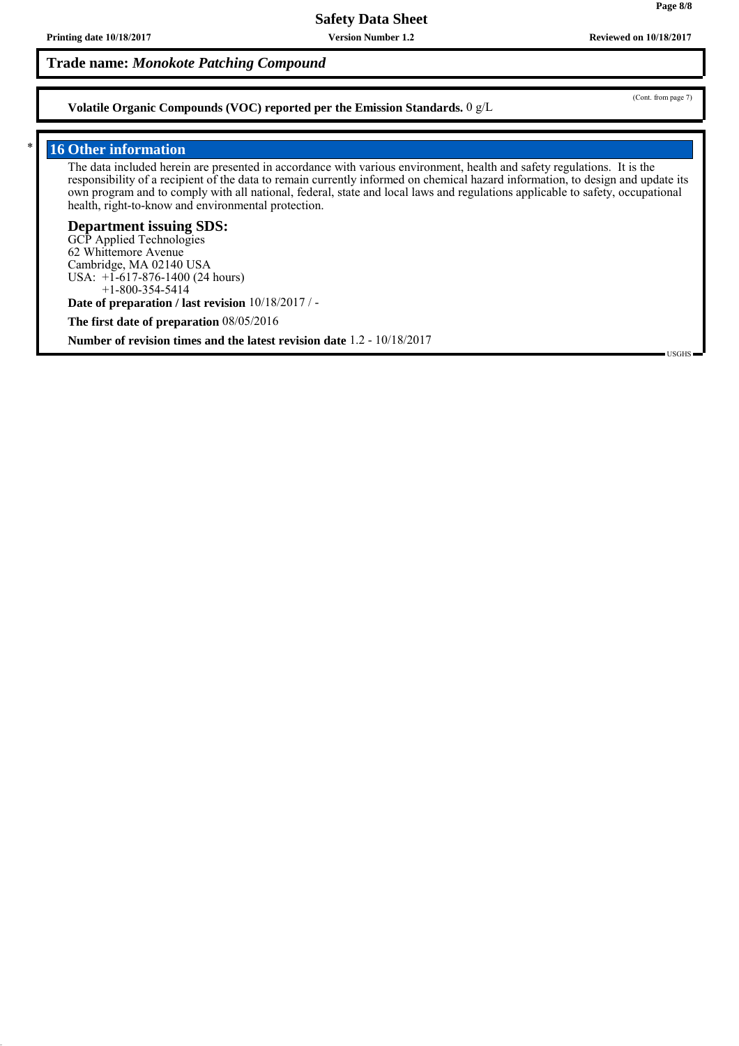**Trade name:** ***Monokote Patching Compound***

(Cont. from page 7)

**Volatile Organic Compounds (VOC) reported per the Emission Standards.** 0 g/L

## * 16 Other information

The data included herein are presented in accordance with various environment, health and safety regulations. It is the responsibility of a recipient of the data to remain currently informed on chemical hazard information, to design and update its own program and to comply with all national, federal, state and local laws and regulations applicable to safety, occupational health, right-to-know and environmental protection.

### Department issuing SDS:

GCP Applied Technologies
62 Whittemore Avenue
Cambridge, MA 02140 USA
USA: +1-617-876-1400 (24 hours)
+1-800-354-5414

**Date of preparation / last revision** 10/18/2017 / -

**The first date of preparation** 08/05/2016

**Number of revision times and the latest revision date** 1.2 - 10/18/2017

USGHS